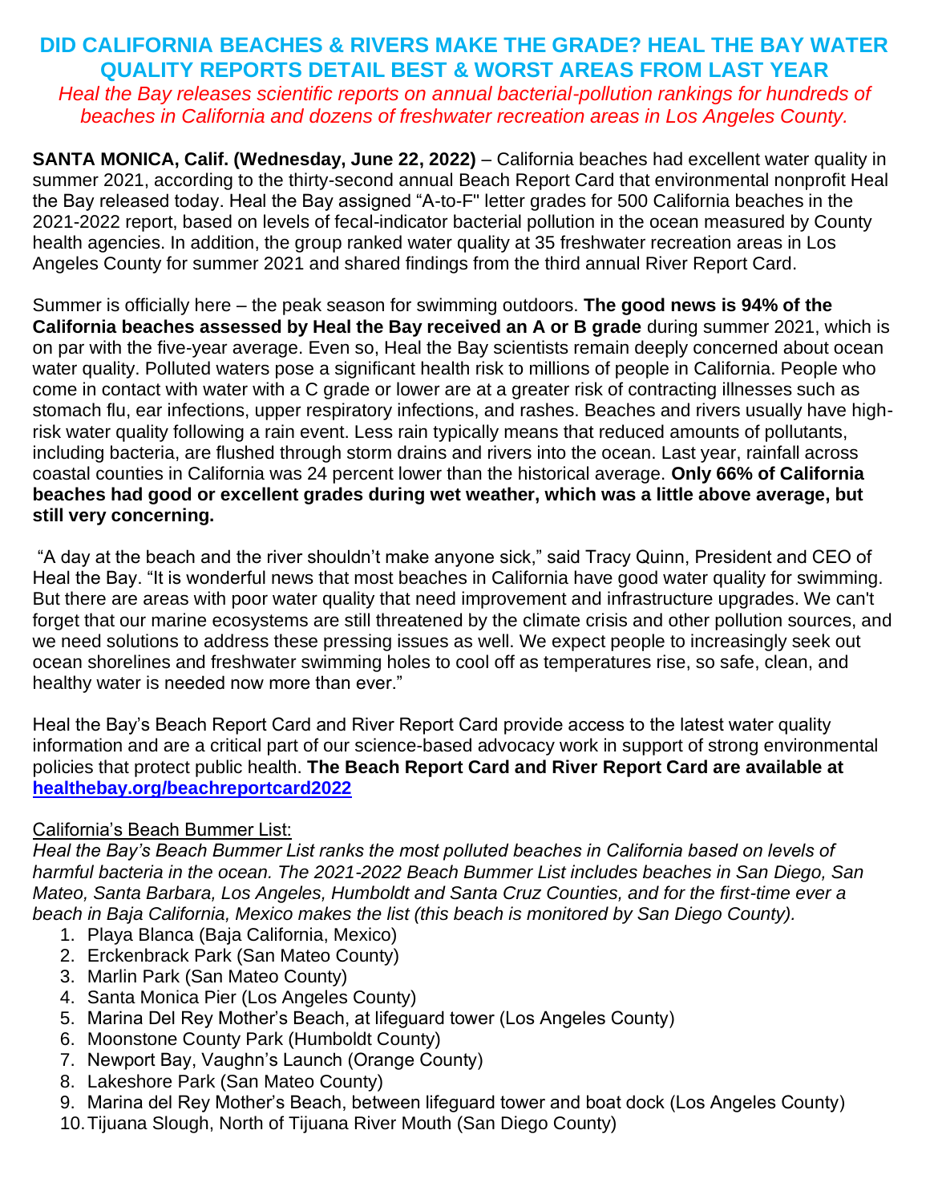# DID CALIFORNIA BEACHES & RIVERS MAKE THE GRADE? HEAL THE BAY WATER QUALITY REPORTS DETAIL BEST & WORST AREAS FROM LAST YEAR

*Heal the Bay releases scientific reports on annual bacterial-pollution rankings for hundreds of beaches in California and dozens of freshwater recreation areas in Los Angeles County.*

**SANTA MONICA, Calif. (Wednesday, June 22, 2022)** – California beaches had excellent water quality in summer 2021, according to the thirty-second annual Beach Report Card that environmental nonprofit Heal the Bay released today. Heal the Bay assigned "A-to-F" letter grades for 500 California beaches in the 2021-2022 report, based on levels of fecal-indicator bacterial pollution in the ocean measured by County health agencies. In addition, the group ranked water quality at 35 freshwater recreation areas in Los Angeles County for summer 2021 and shared findings from the third annual River Report Card.

Summer is officially here – the peak season for swimming outdoors. **The good news is 94% of the California beaches assessed by Heal the Bay received an A or B grade** during summer 2021, which is on par with the five-year average. Even so, Heal the Bay scientists remain deeply concerned about ocean water quality. Polluted waters pose a significant health risk to millions of people in California. People who come in contact with water with a C grade or lower are at a greater risk of contracting illnesses such as stomach flu, ear infections, upper respiratory infections, and rashes. Beaches and rivers usually have high-risk water quality following a rain event. Less rain typically means that reduced amounts of pollutants, including bacteria, are flushed through storm drains and rivers into the ocean. Last year, rainfall across coastal counties in California was 24 percent lower than the historical average. **Only 66% of California beaches had good or excellent grades during wet weather, which was a little above average, but still very concerning.**

"A day at the beach and the river shouldn't make anyone sick," said Tracy Quinn, President and CEO of Heal the Bay. "It is wonderful news that most beaches in California have good water quality for swimming. But there are areas with poor water quality that need improvement and infrastructure upgrades. We can't forget that our marine ecosystems are still threatened by the climate crisis and other pollution sources, and we need solutions to address these pressing issues as well. We expect people to increasingly seek out ocean shorelines and freshwater swimming holes to cool off as temperatures rise, so safe, clean, and healthy water is needed now more than ever."

Heal the Bay's Beach Report Card and River Report Card provide access to the latest water quality information and are a critical part of our science-based advocacy work in support of strong environmental policies that protect public health. **The Beach Report Card and River Report Card are available at [healthebay.org/beachreportcard2022](healthebay.org/beachreportcard2022)**

California's Beach Bummer List:

*Heal the Bay's Beach Bummer List ranks the most polluted beaches in California based on levels of harmful bacteria in the ocean. The 2021-2022 Beach Bummer List includes beaches in San Diego, San Mateo, Santa Barbara, Los Angeles, Humboldt and Santa Cruz Counties, and for the first-time ever a beach in Baja California, Mexico makes the list (this beach is monitored by San Diego County).*

1. Playa Blanca (Baja California, Mexico)
2. Erckenbrack Park (San Mateo County)
3. Marlin Park (San Mateo County)
4. Santa Monica Pier (Los Angeles County)
5. Marina Del Rey Mother's Beach, at lifeguard tower (Los Angeles County)
6. Moonstone County Park (Humboldt County)
7. Newport Bay, Vaughn's Launch (Orange County)
8. Lakeshore Park (San Mateo County)
9. Marina del Rey Mother's Beach, between lifeguard tower and boat dock (Los Angeles County)
10. Tijuana Slough, North of Tijuana River Mouth (San Diego County)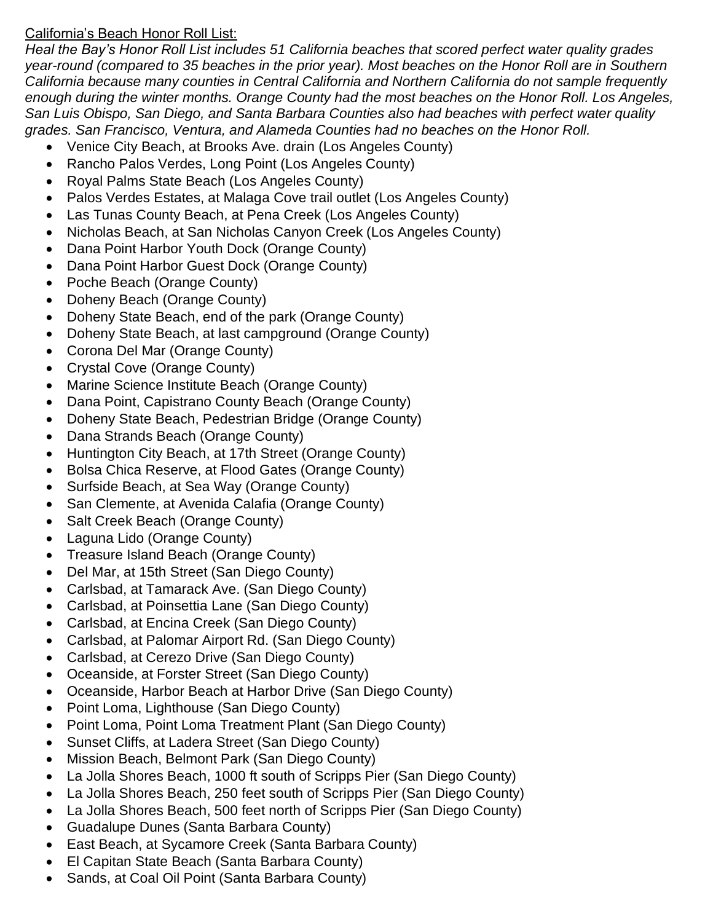California's Beach Honor Roll List:

*Heal the Bay's Honor Roll List includes 51 California beaches that scored perfect water quality grades year-round (compared to 35 beaches in the prior year). Most beaches on the Honor Roll are in Southern California because many counties in Central California and Northern California do not sample frequently enough during the winter months. Orange County had the most beaches on the Honor Roll. Los Angeles, San Luis Obispo, San Diego, and Santa Barbara Counties also had beaches with perfect water quality grades. San Francisco, Ventura, and Alameda Counties had no beaches on the Honor Roll.*

- Venice City Beach, at Brooks Ave. drain (Los Angeles County)
- Rancho Palos Verdes, Long Point (Los Angeles County)
- Royal Palms State Beach (Los Angeles County)
- Palos Verdes Estates, at Malaga Cove trail outlet (Los Angeles County)
- Las Tunas County Beach, at Pena Creek (Los Angeles County)
- Nicholas Beach, at San Nicholas Canyon Creek (Los Angeles County)
- Dana Point Harbor Youth Dock (Orange County)
- Dana Point Harbor Guest Dock (Orange County)
- Poche Beach (Orange County)
- Doheny Beach (Orange County)
- Doheny State Beach, end of the park (Orange County)
- Doheny State Beach, at last campground (Orange County)
- Corona Del Mar (Orange County)
- Crystal Cove (Orange County)
- Marine Science Institute Beach (Orange County)
- Dana Point, Capistrano County Beach (Orange County)
- Doheny State Beach, Pedestrian Bridge (Orange County)
- Dana Strands Beach (Orange County)
- Huntington City Beach, at 17th Street (Orange County)
- Bolsa Chica Reserve, at Flood Gates (Orange County)
- Surfside Beach, at Sea Way (Orange County)
- San Clemente, at Avenida Calafia (Orange County)
- Salt Creek Beach (Orange County)
- Laguna Lido (Orange County)
- Treasure Island Beach (Orange County)
- Del Mar, at 15th Street (San Diego County)
- Carlsbad, at Tamarack Ave. (San Diego County)
- Carlsbad, at Poinsettia Lane (San Diego County)
- Carlsbad, at Encina Creek (San Diego County)
- Carlsbad, at Palomar Airport Rd. (San Diego County)
- Carlsbad, at Cerezo Drive (San Diego County)
- Oceanside, at Forster Street (San Diego County)
- Oceanside, Harbor Beach at Harbor Drive (San Diego County)
- Point Loma, Lighthouse (San Diego County)
- Point Loma, Point Loma Treatment Plant (San Diego County)
- Sunset Cliffs, at Ladera Street (San Diego County)
- Mission Beach, Belmont Park (San Diego County)
- La Jolla Shores Beach, 1000 ft south of Scripps Pier (San Diego County)
- La Jolla Shores Beach, 250 feet south of Scripps Pier (San Diego County)
- La Jolla Shores Beach, 500 feet north of Scripps Pier (San Diego County)
- Guadalupe Dunes (Santa Barbara County)
- East Beach, at Sycamore Creek (Santa Barbara County)
- El Capitan State Beach (Santa Barbara County)
- Sands, at Coal Oil Point (Santa Barbara County)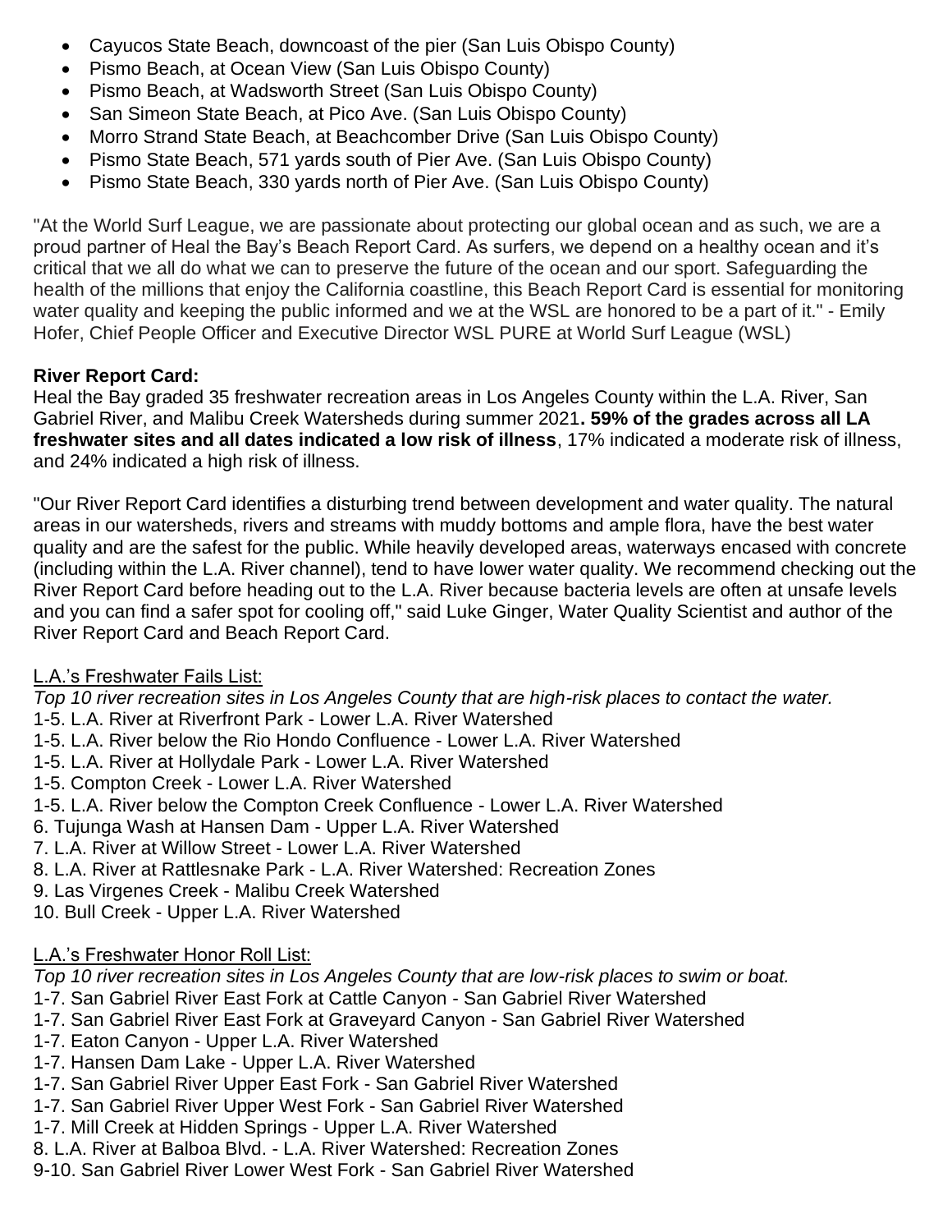- Cayucos State Beach, downcoast of the pier (San Luis Obispo County)
- Pismo Beach, at Ocean View (San Luis Obispo County)
- Pismo Beach, at Wadsworth Street (San Luis Obispo County)
- San Simeon State Beach, at Pico Ave. (San Luis Obispo County)
- Morro Strand State Beach, at Beachcomber Drive (San Luis Obispo County)
- Pismo State Beach, 571 yards south of Pier Ave. (San Luis Obispo County)
- Pismo State Beach, 330 yards north of Pier Ave. (San Luis Obispo County)

"At the World Surf League, we are passionate about protecting our global ocean and as such, we are a proud partner of Heal the Bay's Beach Report Card. As surfers, we depend on a healthy ocean and it's critical that we all do what we can to preserve the future of the ocean and our sport. Safeguarding the health of the millions that enjoy the California coastline, this Beach Report Card is essential for monitoring water quality and keeping the public informed and we at the WSL are honored to be a part of it." - Emily Hofer, Chief People Officer and Executive Director WSL PURE at World Surf League (WSL)

**River Report Card:**

Heal the Bay graded 35 freshwater recreation areas in Los Angeles County within the L.A. River, San Gabriel River, and Malibu Creek Watersheds during summer 2021**. 59% of the grades across all LA freshwater sites and all dates indicated a low risk of illness**, 17% indicated a moderate risk of illness, and 24% indicated a high risk of illness.

"Our River Report Card identifies a disturbing trend between development and water quality. The natural areas in our watersheds, rivers and streams with muddy bottoms and ample flora, have the best water quality and are the safest for the public. While heavily developed areas, waterways encased with concrete (including within the L.A. River channel), tend to have lower water quality. We recommend checking out the River Report Card before heading out to the L.A. River because bacteria levels are often at unsafe levels and you can find a safer spot for cooling off," said Luke Ginger, Water Quality Scientist and author of the River Report Card and Beach Report Card.

L.A.'s Freshwater Fails List:

*Top 10 river recreation sites in Los Angeles County that are high-risk places to contact the water.*

1-5. L.A. River at Riverfront Park - Lower L.A. River Watershed
1-5. L.A. River below the Rio Hondo Confluence - Lower L.A. River Watershed
1-5. L.A. River at Hollydale Park - Lower L.A. River Watershed
1-5. Compton Creek - Lower L.A. River Watershed
1-5. L.A. River below the Compton Creek Confluence - Lower L.A. River Watershed
6. Tujunga Wash at Hansen Dam - Upper L.A. River Watershed
7. L.A. River at Willow Street - Lower L.A. River Watershed
8. L.A. River at Rattlesnake Park - L.A. River Watershed: Recreation Zones
9. Las Virgenes Creek - Malibu Creek Watershed
10. Bull Creek - Upper L.A. River Watershed

L.A.'s Freshwater Honor Roll List:

*Top 10 river recreation sites in Los Angeles County that are low-risk places to swim or boat.*

1-7. San Gabriel River East Fork at Cattle Canyon - San Gabriel River Watershed
1-7. San Gabriel River East Fork at Graveyard Canyon - San Gabriel River Watershed
1-7. Eaton Canyon - Upper L.A. River Watershed
1-7. Hansen Dam Lake - Upper L.A. River Watershed
1-7. San Gabriel River Upper East Fork - San Gabriel River Watershed
1-7. San Gabriel River Upper West Fork - San Gabriel River Watershed
1-7. Mill Creek at Hidden Springs - Upper L.A. River Watershed
8. L.A. River at Balboa Blvd. - L.A. River Watershed: Recreation Zones
9-10. San Gabriel River Lower West Fork - San Gabriel River Watershed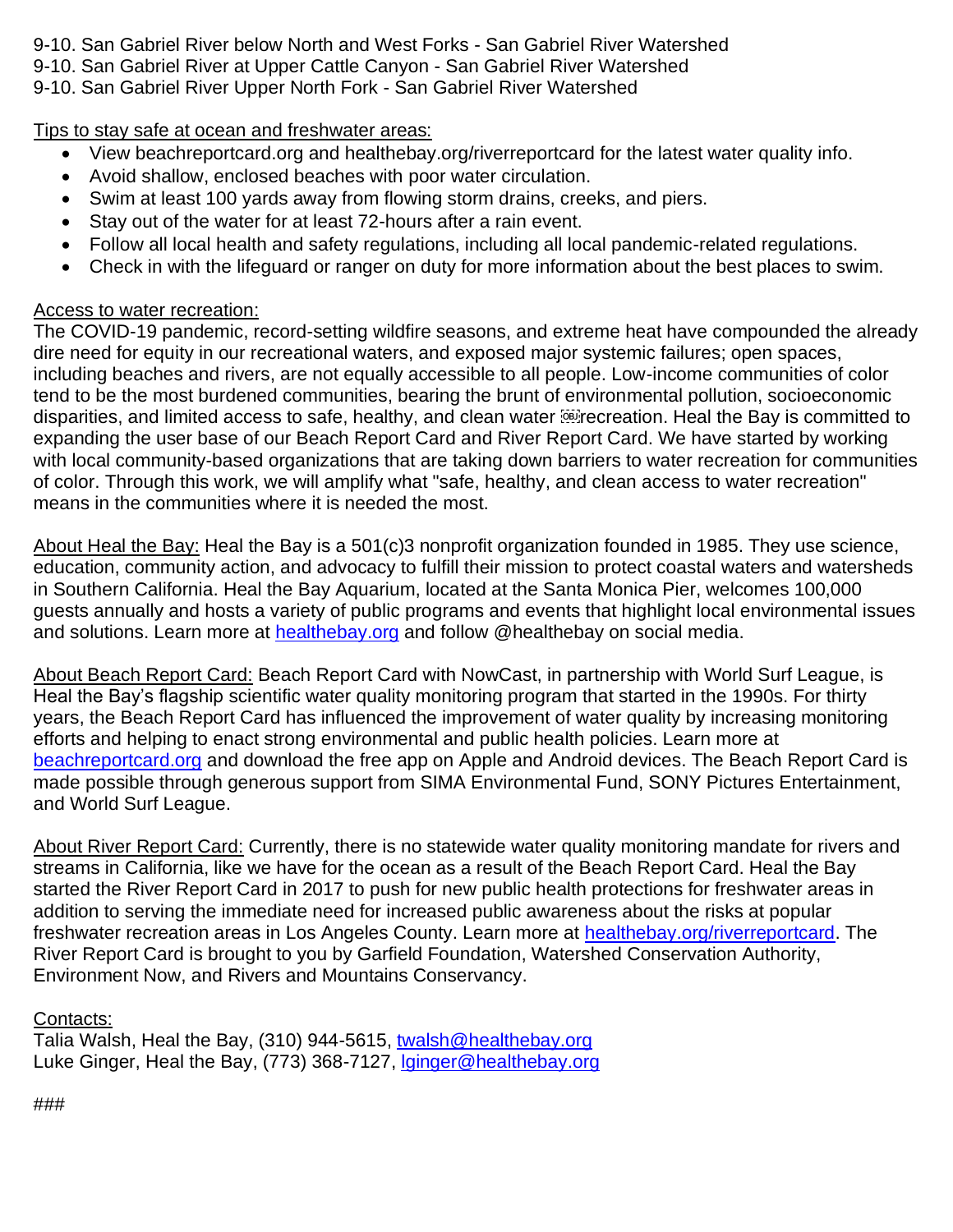9-10. San Gabriel River below North and West Forks - San Gabriel River Watershed
9-10. San Gabriel River at Upper Cattle Canyon - San Gabriel River Watershed
9-10. San Gabriel River Upper North Fork - San Gabriel River Watershed

<u>Tips to stay safe at ocean and freshwater areas:</u>

- View beachreportcard.org and healthebay.org/riverreportcard for the latest water quality info.
- Avoid shallow, enclosed beaches with poor water circulation.
- Swim at least 100 yards away from flowing storm drains, creeks, and piers.
- Stay out of the water for at least 72-hours after a rain event.
- Follow all local health and safety regulations, including all local pandemic-related regulations.
- Check in with the lifeguard or ranger on duty for more information about the best places to swim.

<u>Access to water recreation:</u>
The COVID-19 pandemic, record-setting wildfire seasons, and extreme heat have compounded the already dire need for equity in our recreational waters, and exposed major systemic failures; open spaces, including beaches and rivers, are not equally accessible to all people. Low-income communities of color tend to be the most burdened communities, bearing the brunt of environmental pollution, socioeconomic disparities, and limited access to safe, healthy, and clean water recreation. Heal the Bay is committed to expanding the user base of our Beach Report Card and River Report Card. We have started by working with local community-based organizations that are taking down barriers to water recreation for communities of color. Through this work, we will amplify what "safe, healthy, and clean access to water recreation" means in the communities where it is needed the most.

<u>About Heal the Bay:</u> Heal the Bay is a 501(c)3 nonprofit organization founded in 1985. They use science, education, community action, and advocacy to fulfill their mission to protect coastal waters and watersheds in Southern California. Heal the Bay Aquarium, located at the Santa Monica Pier, welcomes 100,000 guests annually and hosts a variety of public programs and events that highlight local environmental issues and solutions. Learn more at [healthebay.org](healthebay.org) and follow @healthebay on social media.

<u>About Beach Report Card:</u> Beach Report Card with NowCast, in partnership with World Surf League, is Heal the Bay's flagship scientific water quality monitoring program that started in the 1990s. For thirty years, the Beach Report Card has influenced the improvement of water quality by increasing monitoring efforts and helping to enact strong environmental and public health policies. Learn more at [beachreportcard.org](beachreportcard.org) and download the free app on Apple and Android devices. The Beach Report Card is made possible through generous support from SIMA Environmental Fund, SONY Pictures Entertainment, and World Surf League.

<u>About River Report Card:</u> Currently, there is no statewide water quality monitoring mandate for rivers and streams in California, like we have for the ocean as a result of the Beach Report Card. Heal the Bay started the River Report Card in 2017 to push for new public health protections for freshwater areas in addition to serving the immediate need for increased public awareness about the risks at popular freshwater recreation areas in Los Angeles County. Learn more at [healthebay.org/riverreportcard](healthebay.org/riverreportcard). The River Report Card is brought to you by Garfield Foundation, Watershed Conservation Authority, Environment Now, and Rivers and Mountains Conservancy.

<u>Contacts:</u>
Talia Walsh, Heal the Bay, (310) 944-5615, [twalsh@healthebay.org](mailto:twalsh@healthebay.org)
Luke Ginger, Heal the Bay, (773) 368-7127, [lginger@healthebay.org](mailto:lginger@healthebay.org)

###